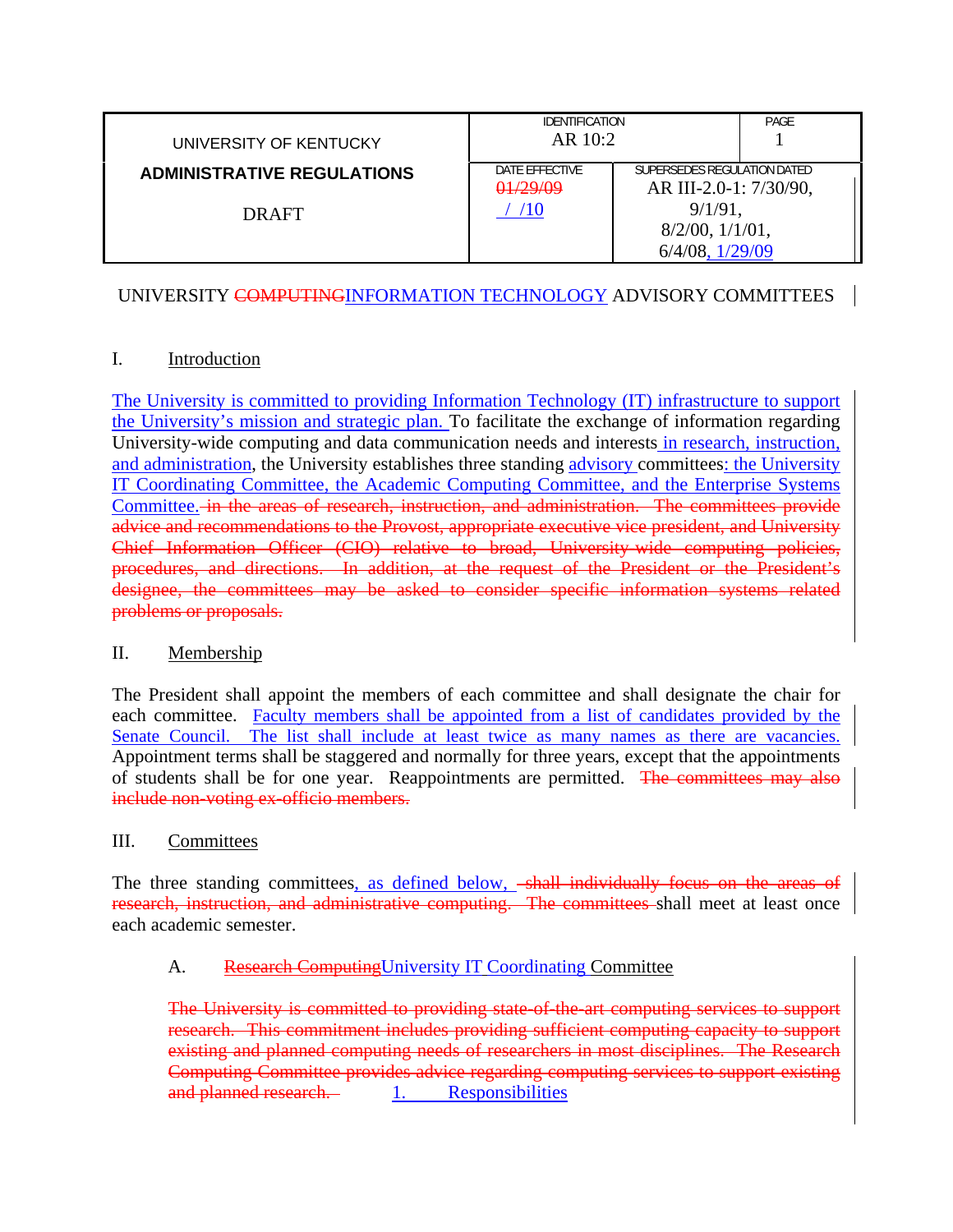| UNIVERSITY OF KENTUCKY | IDENTIFICATION<br>AR 10:2 | | PAGE<br>1 |
|---|---|---|---|
| **ADMINISTRATIVE REGULATIONS**<br><br>DRAFT | DATE EFFECTIVE<br>~~01/29/09~~<br>/ /10 | SUPERSEDES REGULATION DATED<br>AR III-2.0-1: 7/30/90, 9/1/91, 8/2/00, 1/1/01, 6/4/08, 1/29/09 | |

UNIVERSITY ~~COMPUTING~~INFORMATION TECHNOLOGY ADVISORY COMMITTEES

I. Introduction

The University is committed to providing Information Technology (IT) infrastructure to support the University's mission and strategic plan. To facilitate the exchange of information regarding University-wide computing and data communication needs and interests in research, instruction, and administration, the University establishes three standing advisory committees: the University IT Coordinating Committee, the Academic Computing Committee, and the Enterprise Systems Committee. ~~in the areas of research, instruction, and administration. The committees provide advice and recommendations to the Provost, appropriate executive vice president, and University Chief Information Officer (CIO) relative to broad, University-wide computing policies, procedures, and directions. In addition, at the request of the President or the President's designee, the committees may be asked to consider specific information systems related problems or proposals.~~

II. Membership

The President shall appoint the members of each committee and shall designate the chair for each committee. Faculty members shall be appointed from a list of candidates provided by the Senate Council. The list shall include at least twice as many names as there are vacancies. Appointment terms shall be staggered and normally for three years, except that the appointments of students shall be for one year. Reappointments are permitted. ~~The committees may also include non-voting ex-officio members.~~

III. Committees

The three standing committees, as defined below, ~~shall individually focus on the areas of research, instruction, and administrative computing. The committees~~ shall meet at least once each academic semester.

A. ~~Research Computing~~University IT Coordinating Committee

~~The University is committed to providing state-of-the-art computing services to support research. This commitment includes providing sufficient computing capacity to support existing and planned computing needs of researchers in most disciplines. The Research Computing Committee provides advice regarding computing services to support existing and planned research.~~ 1. Responsibilities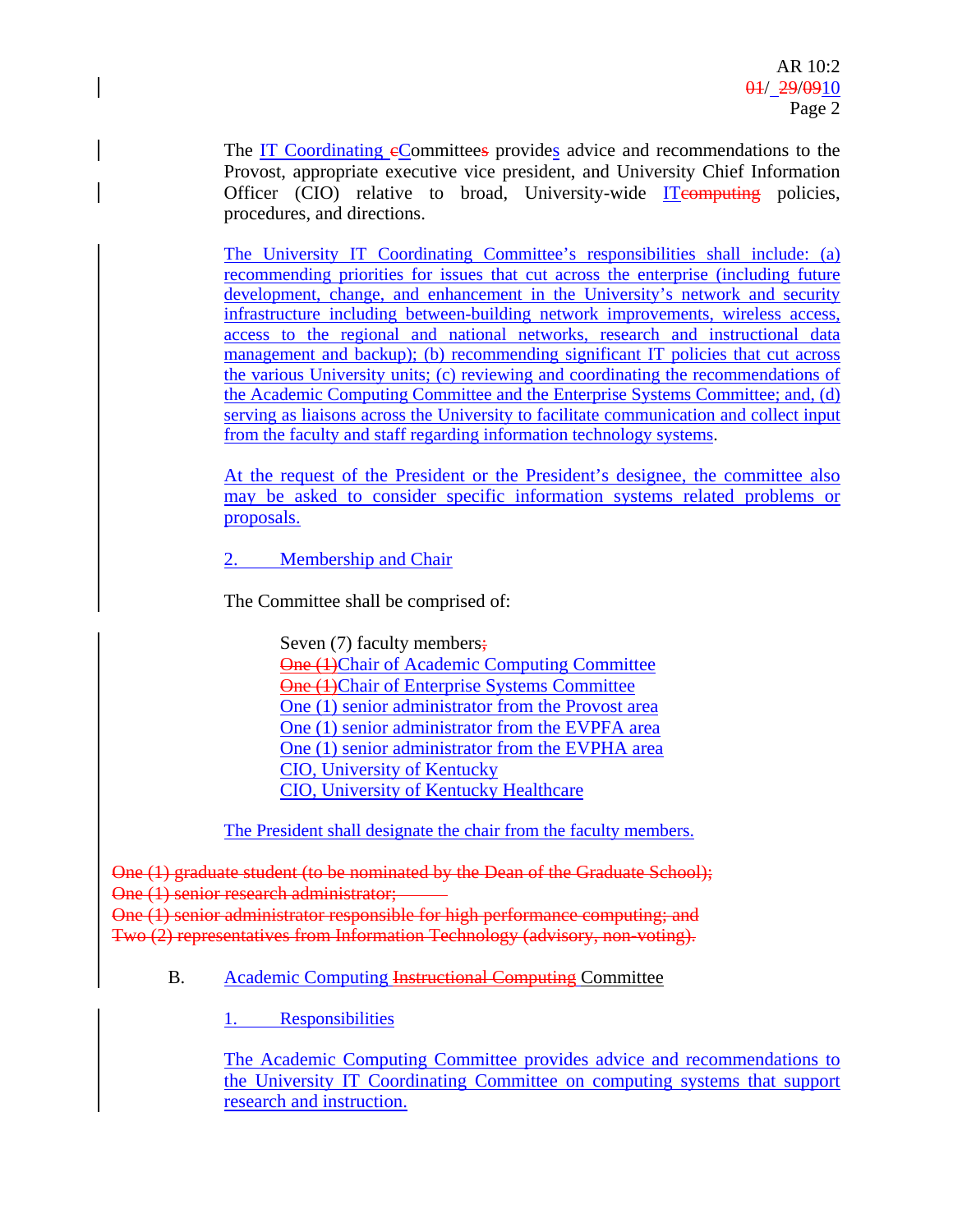The IT Coordinating cCommittees provides advice and recommendations to the Provost, appropriate executive vice president, and University Chief Information Officer (CIO) relative to broad, University-wide ITcomputing policies, procedures, and directions.

The University IT Coordinating Committee's responsibilities shall include: (a) recommending priorities for issues that cut across the enterprise (including future development, change, and enhancement in the University's network and security infrastructure including between-building network improvements, wireless access, access to the regional and national networks, research and instructional data management and backup); (b) recommending significant IT policies that cut across the various University units; (c) reviewing and coordinating the recommendations of the Academic Computing Committee and the Enterprise Systems Committee; and, (d) serving as liaisons across the University to facilitate communication and collect input from the faculty and staff regarding information technology systems.

At the request of the President or the President's designee, the committee also may be asked to consider specific information systems related problems or proposals.

2. Membership and Chair

The Committee shall be comprised of:

- Seven (7) faculty members;
- One (1)Chair of Academic Computing Committee
- One (1)Chair of Enterprise Systems Committee
- One (1) senior administrator from the Provost area
- One (1) senior administrator from the EVPFA area
- One (1) senior administrator from the EVPHA area
- CIO, University of Kentucky
- CIO, University of Kentucky Healthcare

The President shall designate the chair from the faculty members.

One (1) graduate student (to be nominated by the Dean of the Graduate School);
One (1) senior research administrator;
One (1) senior administrator responsible for high performance computing; and
Two (2) representatives from Information Technology (advisory, non-voting).

B. Academic Computing Instructional Computing Committee

1. Responsibilities

The Academic Computing Committee provides advice and recommendations to the University IT Coordinating Committee on computing systems that support research and instruction.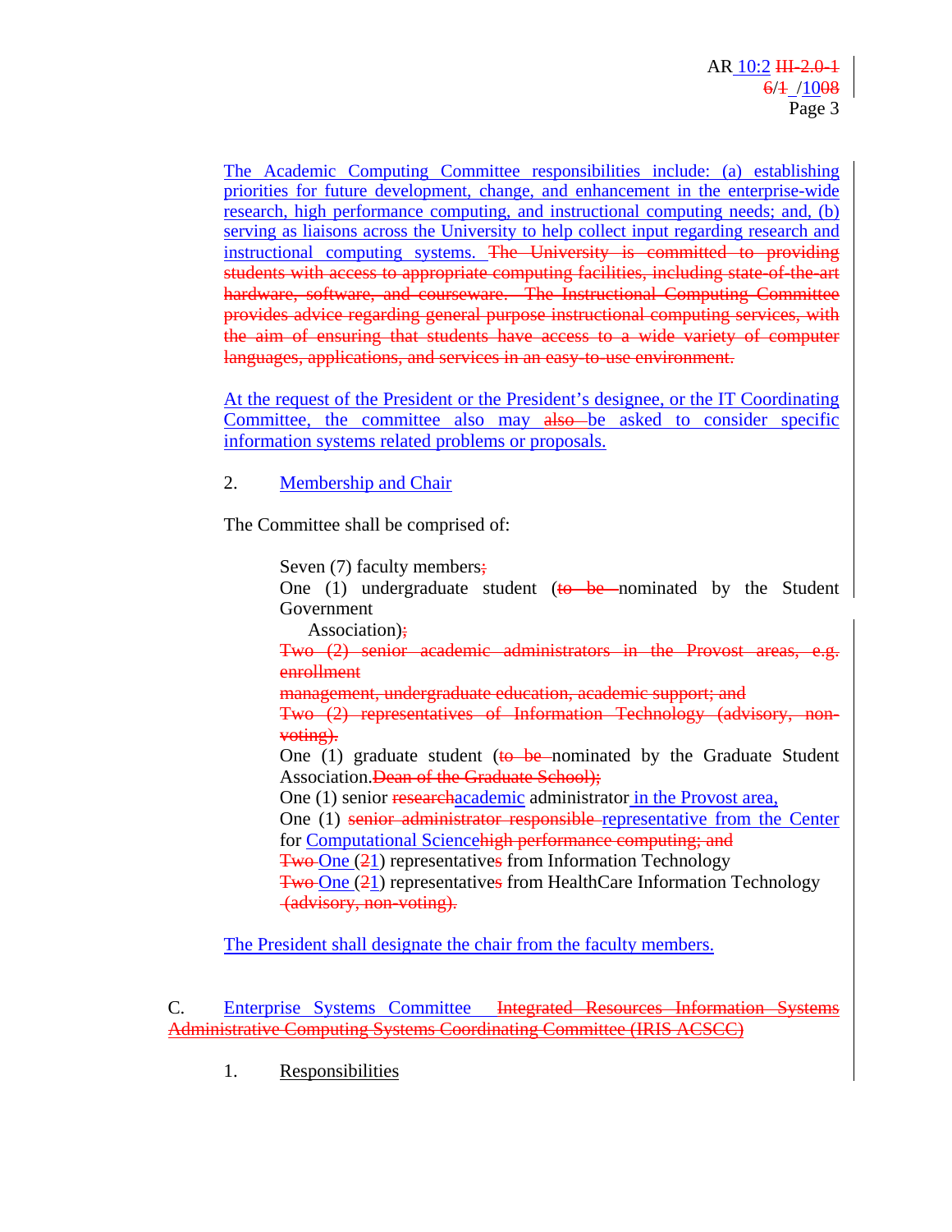The Academic Computing Committee responsibilities include: (a) establishing priorities for future development, change, and enhancement in the enterprise-wide research, high performance computing, and instructional computing needs; and, (b) serving as liaisons across the University to help collect input regarding research and instructional computing systems. ~~The University is committed to providing students with access to appropriate computing facilities, including state-of-the-art hardware, software, and courseware. The Instructional Computing Committee provides advice regarding general purpose instructional computing services, with the aim of ensuring that students have access to a wide variety of computer languages, applications, and services in an easy-to-use environment.~~

At the request of the President or the President's designee, or the IT Coordinating Committee, the committee also may ~~also~~ be asked to consider specific information systems related problems or proposals.

2. Membership and Chair

The Committee shall be comprised of:

Seven (7) faculty members~~;~~
One (1) undergraduate student (~~to be~~ nominated by the Student Government Association)~~;~~
~~Two (2) senior academic administrators in the Provost areas, e.g. enrollment management, undergraduate education, academic support; and~~
~~Two (2) representatives of Information Technology (advisory, non-voting).~~
One (1) graduate student (~~to be~~ nominated by the Graduate Student Association.~~Dean of the Graduate School);~~
One (1) senior ~~research~~academic administrator in the Provost area,
One (1) ~~senior administrator responsible~~ representative from the Center for Computational Science~~high performance computing; and~~
~~Two~~ One (~~2~~1) representative~~s~~ from Information Technology
~~Two~~ One (~~2~~1) representative~~s~~ from HealthCare Information Technology ~~(advisory, non-voting).~~

The President shall designate the chair from the faculty members.

C. Enterprise Systems Committee ~~Integrated Resources Information Systems Administrative Computing Systems Coordinating Committee (IRIS ACSCC)~~

1. Responsibilities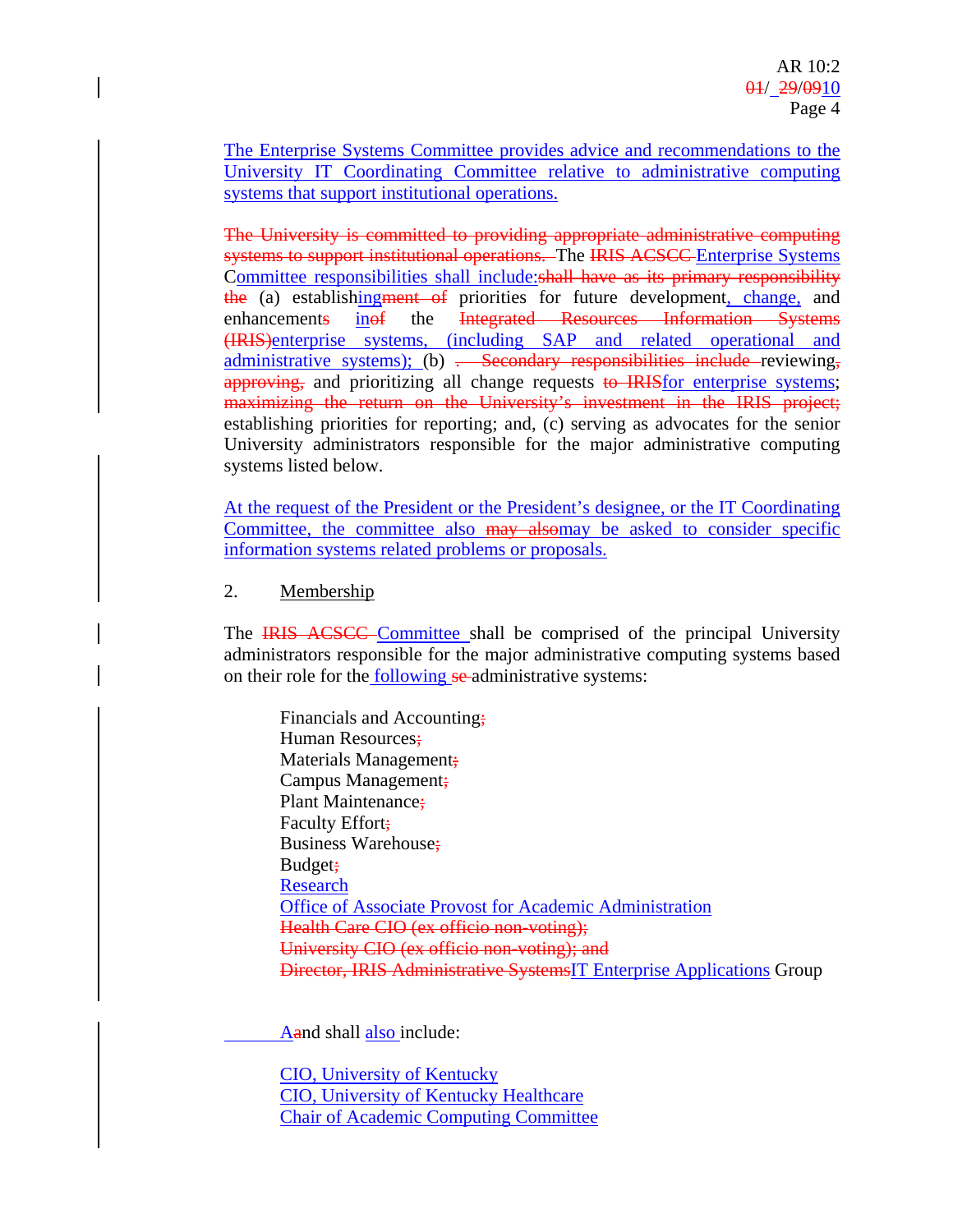The Enterprise Systems Committee provides advice and recommendations to the University IT Coordinating Committee relative to administrative computing systems that support institutional operations.

~~The University is committed to providing appropriate administrative computing systems to support institutional operations.~~ The ~~IRIS ACSCC~~ Enterprise Systems Committee responsibilities shall include:~~shall have as its primary responsibility the~~ (a) establishing~~ment of~~ priorities for future development, change, and enhancement~~s~~ in~~of~~ the ~~Integrated Resources Information Systems (IRIS)~~enterprise systems, (including SAP and related operational and administrative systems); (b) ~~. Secondary responsibilities include~~ reviewing~~,~~ ~~approving,~~ and prioritizing all change requests ~~to IRIS~~for enterprise systems; ~~maximizing the return on the University's investment in the IRIS project;~~ establishing priorities for reporting; and, (c) serving as advocates for the senior University administrators responsible for the major administrative computing systems listed below.

At the request of the President or the President's designee, or the IT Coordinating Committee, the committee also ~~may also~~may be asked to consider specific information systems related problems or proposals.

2. Membership

The ~~IRIS ACSCC~~ Committee shall be comprised of the principal University administrators responsible for the major administrative computing systems based on their role for the following ~~se~~ administrative systems:

- Financials and Accounting~~;~~
- Human Resources~~;~~
- Materials Management~~;~~
- Campus Management~~;~~
- Plant Maintenance~~;~~
- Faculty Effort~~;~~
- Business Warehouse~~;~~
- Budget~~;~~
- Research
- Office of Associate Provost for Academic Administration
- ~~Health Care CIO (ex officio non-voting);~~
- ~~University CIO (ex officio non-voting); and~~
- ~~Director, IRIS Administrative Systems~~IT Enterprise Applications Group

A~~a~~nd shall also include:

- CIO, University of Kentucky
- CIO, University of Kentucky Healthcare
- Chair of Academic Computing Committee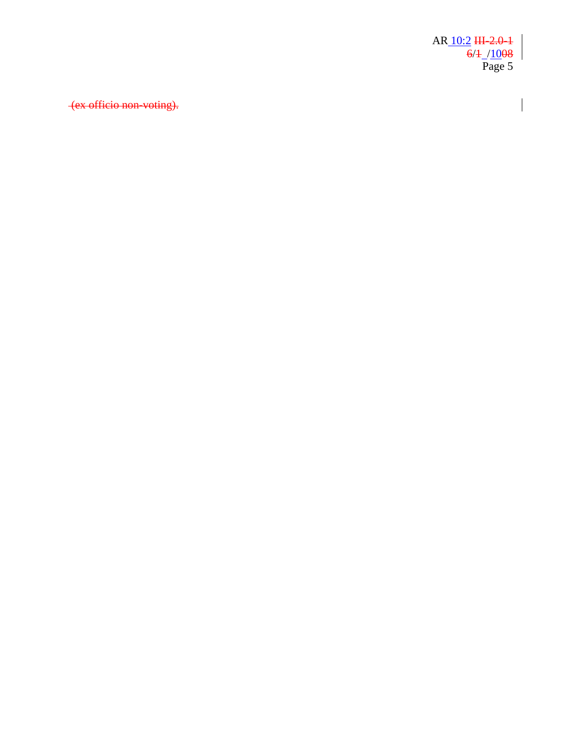~~(ex officio non-voting).~~